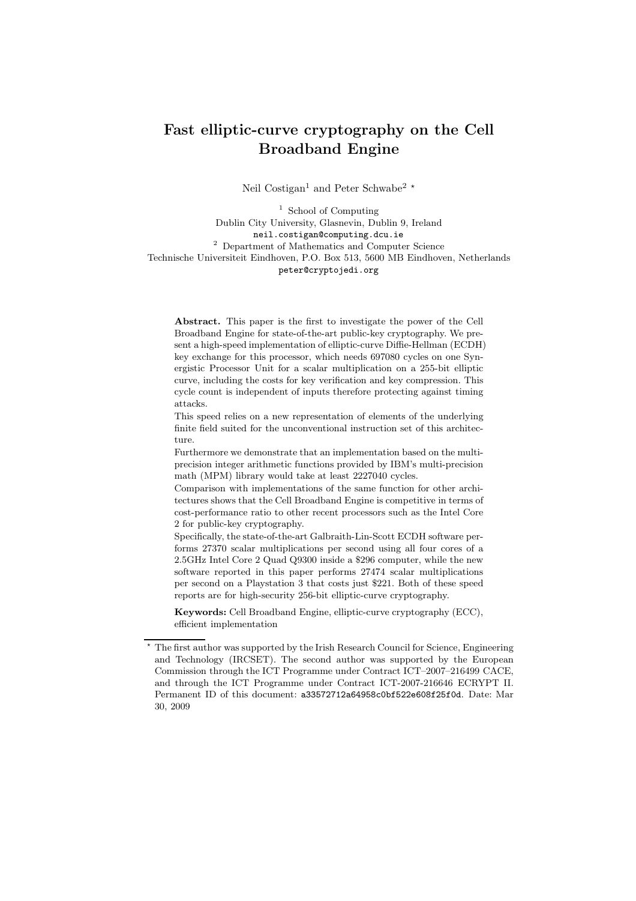# Fast elliptic-curve cryptography on the Cell Broadband Engine

Neil Costigan[1] and Peter Schwabe[2] *

[1] School of Computing
Dublin City University, Glasnevin, Dublin 9, Ireland
neil.costigan@computing.dcu.ie

[2] Department of Mathematics and Computer Science
Technische Universiteit Eindhoven, P.O. Box 513, 5600 MB Eindhoven, Netherlands
peter@cryptojedi.org

**Abstract.** This paper is the first to investigate the power of the Cell Broadband Engine for state-of-the-art public-key cryptography. We present a high-speed implementation of elliptic-curve Diffie-Hellman (ECDH) key exchange for this processor, which needs 697080 cycles on one Synergistic Processor Unit for a scalar multiplication on a 255-bit elliptic curve, including the costs for key verification and key compression. This cycle count is independent of inputs therefore protecting against timing attacks.

This speed relies on a new representation of elements of the underlying finite field suited for the unconventional instruction set of this architecture.

Furthermore we demonstrate that an implementation based on the multi-precision integer arithmetic functions provided by IBM's multi-precision math (MPM) library would take at least 2227040 cycles.

Comparison with implementations of the same function for other architectures shows that the Cell Broadband Engine is competitive in terms of cost-performance ratio to other recent processors such as the Intel Core 2 for public-key cryptography.

Specifically, the state-of-the-art Galbraith-Lin-Scott ECDH software performs 27370 scalar multiplications per second using all four cores of a 2.5GHz Intel Core 2 Quad Q9300 inside a $296 computer, while the new software reported in this paper performs 27474 scalar multiplications per second on a Playstation 3 that costs just $221. Both of these speed reports are for high-security 256-bit elliptic-curve cryptography.

**Keywords:** Cell Broadband Engine, elliptic-curve cryptography (ECC), efficient implementation

* The first author was supported by the Irish Research Council for Science, Engineering and Technology (IRCSET). The second author was supported by the European Commission through the ICT Programme under Contract ICT–2007–216499 CACE, and through the ICT Programme under Contract ICT-2007-216646 ECRYPT II. Permanent ID of this document: a33572712a64958c0bf522e608f25f0d. Date: Mar 30, 2009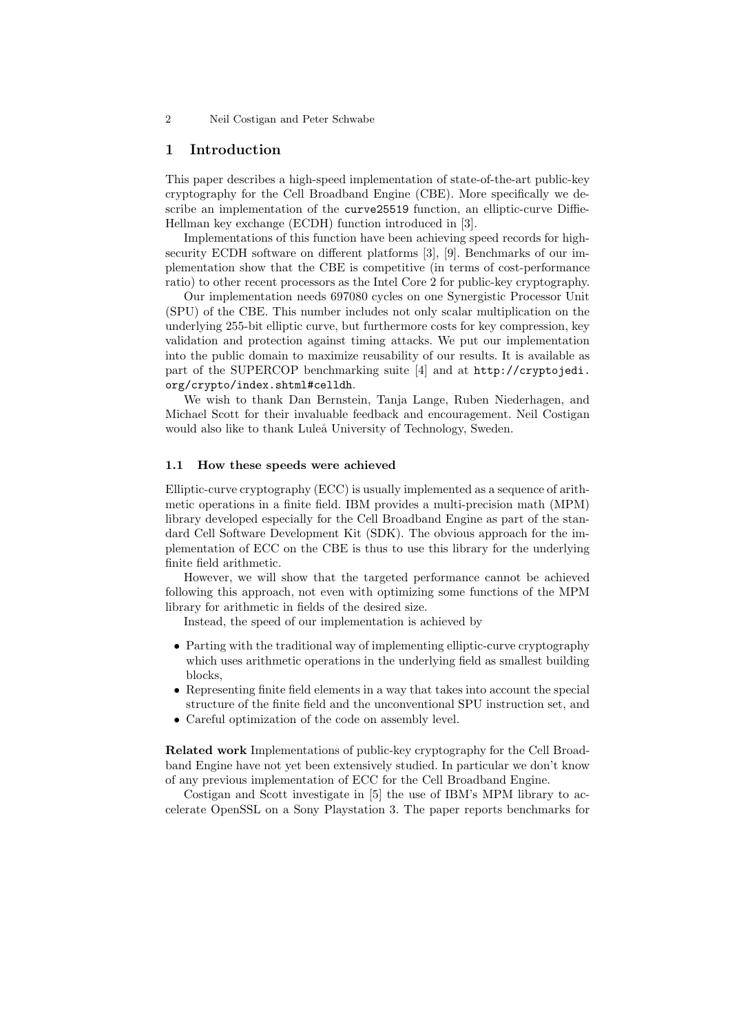## 1 Introduction

This paper describes a high-speed implementation of state-of-the-art public-key cryptography for the Cell Broadband Engine (CBE). More specifically we describe an implementation of the `curve25519` function, an elliptic-curve Diffie-Hellman key exchange (ECDH) function introduced in [3].

Implementations of this function have been achieving speed records for high-security ECDH software on different platforms [3], [9]. Benchmarks of our implementation show that the CBE is competitive (in terms of cost-performance ratio) to other recent processors as the Intel Core 2 for public-key cryptography.

Our implementation needs 697080 cycles on one Synergistic Processor Unit (SPU) of the CBE. This number includes not only scalar multiplication on the underlying 255-bit elliptic curve, but furthermore costs for key compression, key validation and protection against timing attacks. We put our implementation into the public domain to maximize reusability of our results. It is available as part of the SUPERCOP benchmarking suite [4] and at `http://cryptojedi.org/crypto/index.shtml#celldh`.

We wish to thank Dan Bernstein, Tanja Lange, Ruben Niederhagen, and Michael Scott for their invaluable feedback and encouragement. Neil Costigan would also like to thank Luleå University of Technology, Sweden.

### 1.1 How these speeds were achieved

Elliptic-curve cryptography (ECC) is usually implemented as a sequence of arithmetic operations in a finite field. IBM provides a multi-precision math (MPM) library developed especially for the Cell Broadband Engine as part of the standard Cell Software Development Kit (SDK). The obvious approach for the implementation of ECC on the CBE is thus to use this library for the underlying finite field arithmetic.

However, we will show that the targeted performance cannot be achieved following this approach, not even with optimizing some functions of the MPM library for arithmetic in fields of the desired size.

Instead, the speed of our implementation is achieved by

- Parting with the traditional way of implementing elliptic-curve cryptography which uses arithmetic operations in the underlying field as smallest building blocks,
- Representing finite field elements in a way that takes into account the special structure of the finite field and the unconventional SPU instruction set, and
- Careful optimization of the code on assembly level.

**Related work** Implementations of public-key cryptography for the Cell Broadband Engine have not yet been extensively studied. In particular we don't know of any previous implementation of ECC for the Cell Broadband Engine.

Costigan and Scott investigate in [5] the use of IBM's MPM library to accelerate OpenSSL on a Sony Playstation 3. The paper reports benchmarks for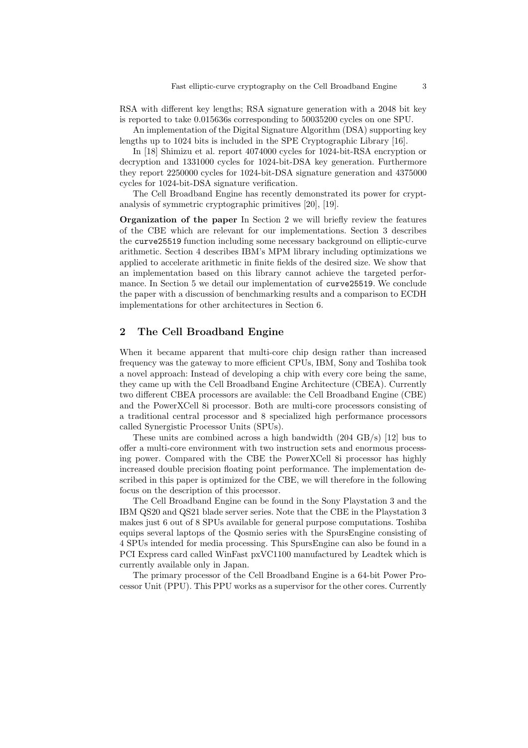RSA with different key lengths; RSA signature generation with a 2048 bit key is reported to take 0.015636s corresponding to 50035200 cycles on one SPU.

An implementation of the Digital Signature Algorithm (DSA) supporting key lengths up to 1024 bits is included in the SPE Cryptographic Library [16].

In [18] Shimizu et al. report 4074000 cycles for 1024-bit-RSA encryption or decryption and 1331000 cycles for 1024-bit-DSA key generation. Furthermore they report 2250000 cycles for 1024-bit-DSA signature generation and 4375000 cycles for 1024-bit-DSA signature verification.

The Cell Broadband Engine has recently demonstrated its power for cryptanalysis of symmetric cryptographic primitives [20], [19].

**Organization of the paper** In Section 2 we will briefly review the features of the CBE which are relevant for our implementations. Section 3 describes the `curve25519` function including some necessary background on elliptic-curve arithmetic. Section 4 describes IBM's MPM library including optimizations we applied to accelerate arithmetic in finite fields of the desired size. We show that an implementation based on this library cannot achieve the targeted performance. In Section 5 we detail our implementation of `curve25519`. We conclude the paper with a discussion of benchmarking results and a comparison to ECDH implementations for other architectures in Section 6.

## 2 The Cell Broadband Engine

When it became apparent that multi-core chip design rather than increased frequency was the gateway to more efficient CPUs, IBM, Sony and Toshiba took a novel approach: Instead of developing a chip with every core being the same, they came up with the Cell Broadband Engine Architecture (CBEA). Currently two different CBEA processors are available: the Cell Broadband Engine (CBE) and the PowerXCell 8i processor. Both are multi-core processors consisting of a traditional central processor and 8 specialized high performance processors called Synergistic Processor Units (SPUs).

These units are combined across a high bandwidth (204 GB/s) [12] bus to offer a multi-core environment with two instruction sets and enormous processing power. Compared with the CBE the PowerXCell 8i processor has highly increased double precision floating point performance. The implementation described in this paper is optimized for the CBE, we will therefore in the following focus on the description of this processor.

The Cell Broadband Engine can be found in the Sony Playstation 3 and the IBM QS20 and QS21 blade server series. Note that the CBE in the Playstation 3 makes just 6 out of 8 SPUs available for general purpose computations. Toshiba equips several laptops of the Qosmio series with the SpursEngine consisting of 4 SPUs intended for media processing. This SpursEngine can also be found in a PCI Express card called WinFast pxVC1100 manufactured by Leadtek which is currently available only in Japan.

The primary processor of the Cell Broadband Engine is a 64-bit Power Processor Unit (PPU). This PPU works as a supervisor for the other cores. Currently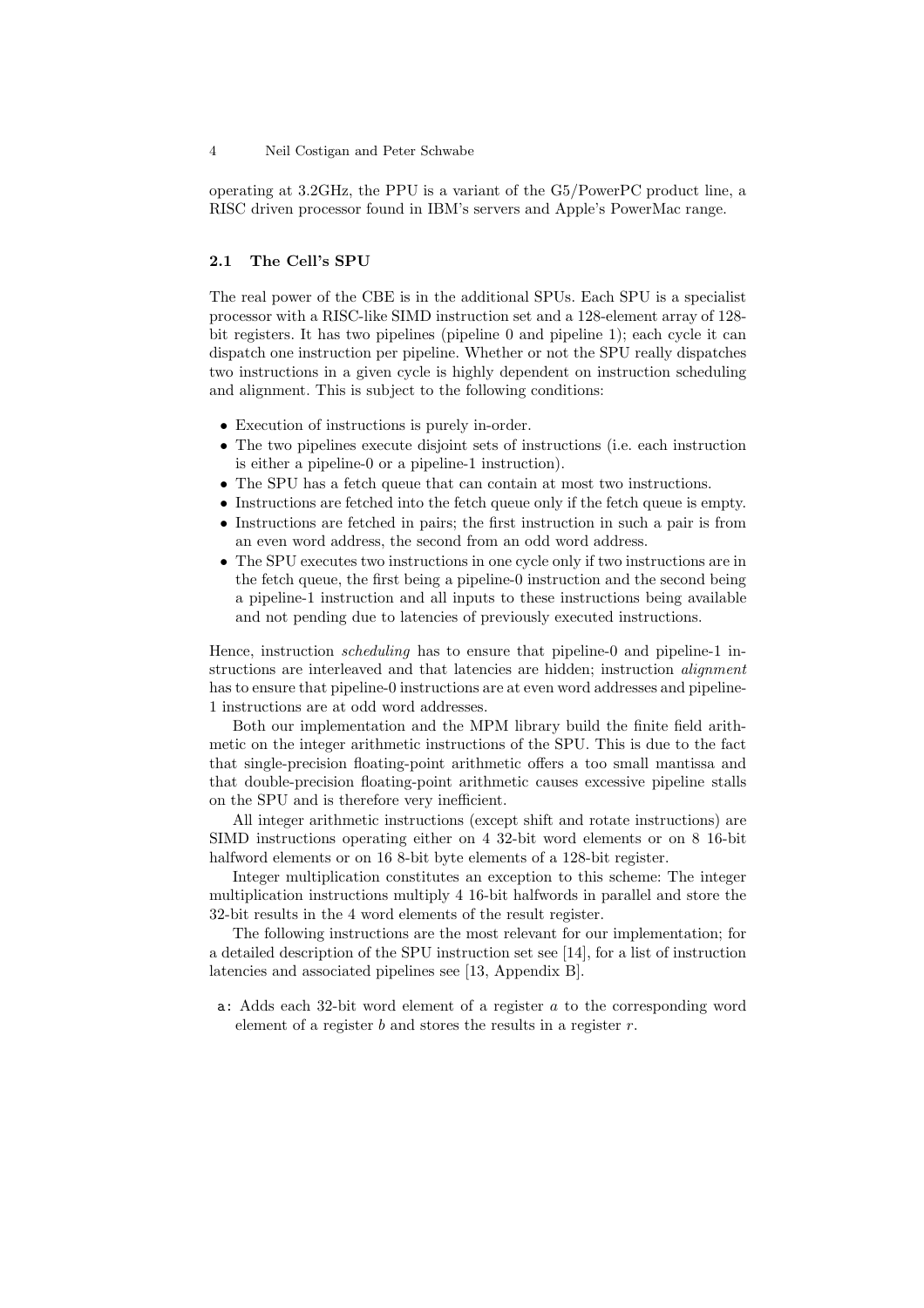operating at 3.2GHz, the PPU is a variant of the G5/PowerPC product line, a RISC driven processor found in IBM's servers and Apple's PowerMac range.

### 2.1 The Cell's SPU

The real power of the CBE is in the additional SPUs. Each SPU is a specialist processor with a RISC-like SIMD instruction set and a 128-element array of 128-bit registers. It has two pipelines (pipeline 0 and pipeline 1); each cycle it can dispatch one instruction per pipeline. Whether or not the SPU really dispatches two instructions in a given cycle is highly dependent on instruction scheduling and alignment. This is subject to the following conditions:

- Execution of instructions is purely in-order.
- The two pipelines execute disjoint sets of instructions (i.e. each instruction is either a pipeline-0 or a pipeline-1 instruction).
- The SPU has a fetch queue that can contain at most two instructions.
- Instructions are fetched into the fetch queue only if the fetch queue is empty.
- Instructions are fetched in pairs; the first instruction in such a pair is from an even word address, the second from an odd word address.
- The SPU executes two instructions in one cycle only if two instructions are in the fetch queue, the first being a pipeline-0 instruction and the second being a pipeline-1 instruction and all inputs to these instructions being available and not pending due to latencies of previously executed instructions.

Hence, instruction *scheduling* has to ensure that pipeline-0 and pipeline-1 instructions are interleaved and that latencies are hidden; instruction *alignment* has to ensure that pipeline-0 instructions are at even word addresses and pipeline-1 instructions are at odd word addresses.

Both our implementation and the MPM library build the finite field arithmetic on the integer arithmetic instructions of the SPU. This is due to the fact that single-precision floating-point arithmetic offers a too small mantissa and that double-precision floating-point arithmetic causes excessive pipeline stalls on the SPU and is therefore very inefficient.

All integer arithmetic instructions (except shift and rotate instructions) are SIMD instructions operating either on 4 32-bit word elements or on 8 16-bit halfword elements or on 16 8-bit byte elements of a 128-bit register.

Integer multiplication constitutes an exception to this scheme: The integer multiplication instructions multiply 4 16-bit halfwords in parallel and store the 32-bit results in the 4 word elements of the result register.

The following instructions are the most relevant for our implementation; for a detailed description of the SPU instruction set see [14], for a list of instruction latencies and associated pipelines see [13, Appendix B].

`a`: Adds each 32-bit word element of a register $a$ to the corresponding word element of a register $b$ and stores the results in a register $r$.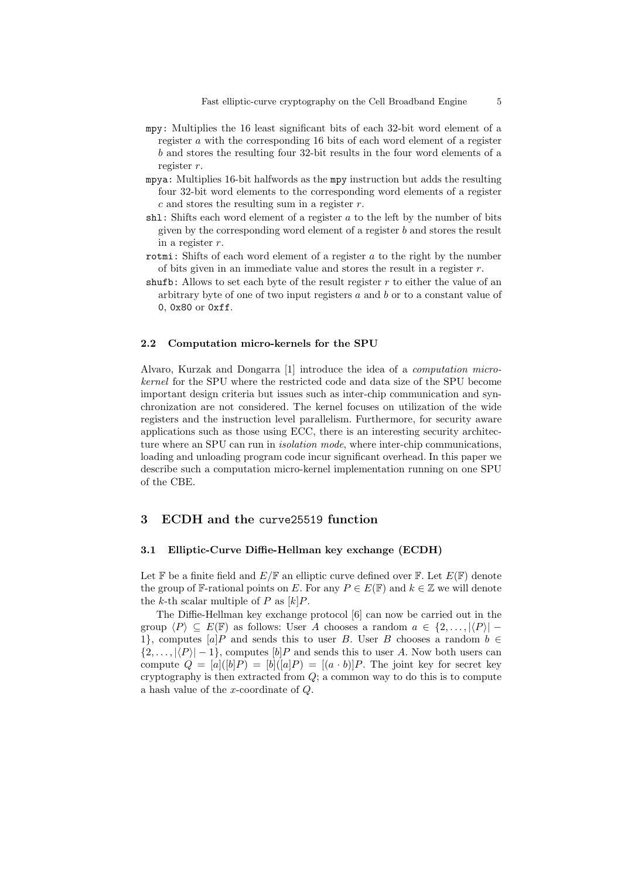- `mpy`: Multiplies the 16 least significant bits of each 32-bit word element of a register $a$ with the corresponding 16 bits of each word element of a register $b$ and stores the resulting four 32-bit results in the four word elements of a register $r$.
- `mpya`: Multiplies 16-bit halfwords as the `mpy` instruction but adds the resulting four 32-bit word elements to the corresponding word elements of a register $c$ and stores the resulting sum in a register $r$.
- `shl`: Shifts each word element of a register $a$ to the left by the number of bits given by the corresponding word element of a register $b$ and stores the result in a register $r$.
- `rotmi`: Shifts of each word element of a register $a$ to the right by the number of bits given in an immediate value and stores the result in a register $r$.
- `shufb`: Allows to set each byte of the result register $r$ to either the value of an arbitrary byte of one of two input registers $a$ and $b$ or to a constant value of `0`, `0x80` or `0xff`.

### 2.2 Computation micro-kernels for the SPU

Alvaro, Kurzak and Dongarra [1] introduce the idea of a *computation micro-kernel* for the SPU where the restricted code and data size of the SPU become important design criteria but issues such as inter-chip communication and synchronization are not considered. The kernel focuses on utilization of the wide registers and the instruction level parallelism. Furthermore, for security aware applications such as those using ECC, there is an interesting security architecture where an SPU can run in *isolation mode*, where inter-chip communications, loading and unloading program code incur significant overhead. In this paper we describe such a computation micro-kernel implementation running on one SPU of the CBE.

## 3 ECDH and the `curve25519` function

### 3.1 Elliptic-Curve Diffie-Hellman key exchange (ECDH)

Let $\mathbb{F}$ be a finite field and $E/\mathbb{F}$ an elliptic curve defined over $\mathbb{F}$. Let $E(\mathbb{F})$ denote the group of $\mathbb{F}$-rational points on $E$. For any $P \in E(\mathbb{F})$ and $k \in \mathbb{Z}$ we will denote the $k$-th scalar multiple of $P$ as $[k]P$.

The Diffie-Hellman key exchange protocol [6] can now be carried out in the group $\langle P \rangle \subseteq E(\mathbb{F})$ as follows: User $A$ chooses a random $a \in \{2, \ldots, |\langle P \rangle| - 1\}$, computes $[a]P$ and sends this to user $B$. User $B$ chooses a random $b \in \{2, \ldots, |\langle P \rangle| - 1\}$, computes $[b]P$ and sends this to user $A$. Now both users can compute $Q = [a]([b]P) = [b]([a]P) = [(a \cdot b)]P$. The joint key for secret key cryptography is then extracted from $Q$; a common way to do this is to compute a hash value of the $x$-coordinate of $Q$.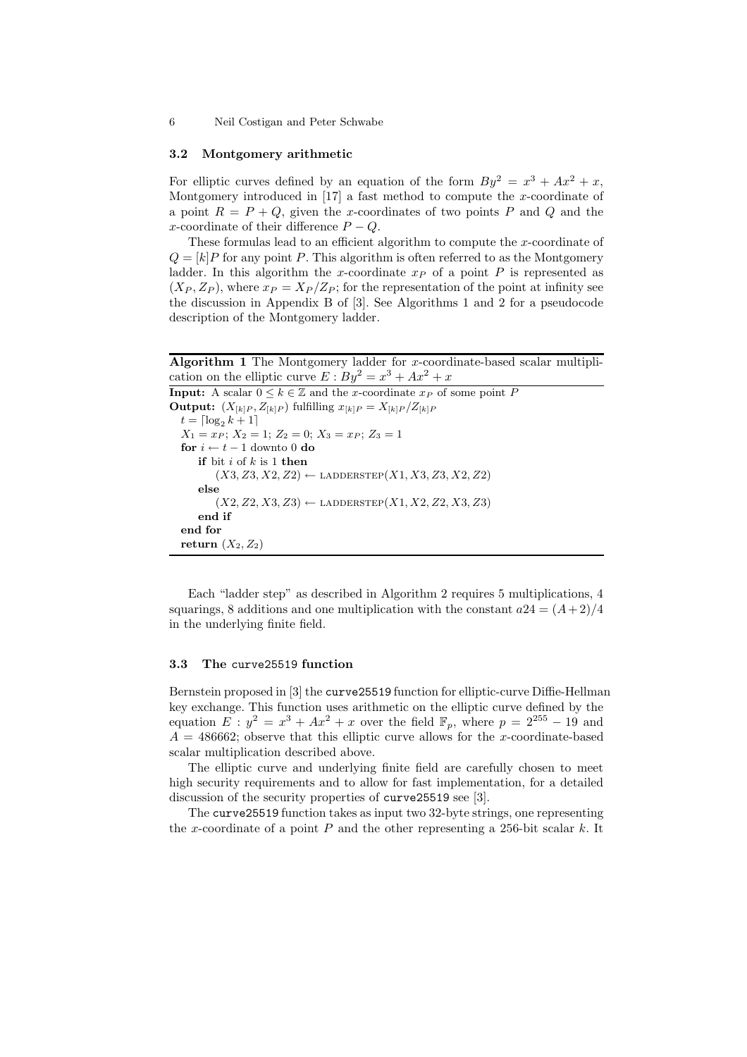### 3.2 Montgomery arithmetic

For elliptic curves defined by an equation of the form $By^2 = x^3 + Ax^2 + x$, Montgomery introduced in [17] a fast method to compute the $x$-coordinate of a point $R = P + Q$, given the $x$-coordinates of two points $P$ and $Q$ and the $x$-coordinate of their difference $P - Q$.

These formulas lead to an efficient algorithm to compute the $x$-coordinate of $Q = [k]P$ for any point $P$. This algorithm is often referred to as the Montgomery ladder. In this algorithm the $x$-coordinate $x_P$ of a point $P$ is represented as $(X_P, Z_P)$, where $x_P = X_P/Z_P$; for the representation of the point at infinity see the discussion in Appendix B of [3]. See Algorithms 1 and 2 for a pseudocode description of the Montgomery ladder.

**Algorithm 1** The Montgomery ladder for $x$-coordinate-based scalar multiplication on the elliptic curve $E : By^2 = x^3 + Ax^2 + x$

**Input:** A scalar $0 \leq k \in \mathbb{Z}$ and the $x$-coordinate $x_P$ of some point $P$
**Output:** $(X_{[k]P}, Z_{[k]P})$ fulfilling $x_{[k]P} = X_{[k]P}/Z_{[k]P}$

```
t = ⌈log_2 k + 1⌉
X1 = x_P; X2 = 1; Z2 = 0; X3 = x_P; Z3 = 1
for i ← t − 1 downto 0 do
    if bit i of k is 1 then
        (X3, Z3, X2, Z2) ← LADDERSTEP(X1, X3, Z3, X2, Z2)
    else
        (X2, Z2, X3, Z3) ← LADDERSTEP(X1, X2, Z2, X3, Z3)
    end if
end for
return (X2, Z2)
```

Each "ladder step" as described in Algorithm 2 requires 5 multiplications, 4 squarings, 8 additions and one multiplication with the constant $a24 = (A+2)/4$ in the underlying finite field.

### 3.3 The curve25519 function

Bernstein proposed in [3] the curve25519 function for elliptic-curve Diffie-Hellman key exchange. This function uses arithmetic on the elliptic curve defined by the equation $E : y^2 = x^3 + Ax^2 + x$ over the field $\mathbb{F}_p$, where $p = 2^{255} - 19$ and $A = 486662$; observe that this elliptic curve allows for the $x$-coordinate-based scalar multiplication described above.

The elliptic curve and underlying finite field are carefully chosen to meet high security requirements and to allow for fast implementation, for a detailed discussion of the security properties of curve25519 see [3].

The curve25519 function takes as input two 32-byte strings, one representing the $x$-coordinate of a point $P$ and the other representing a 256-bit scalar $k$. It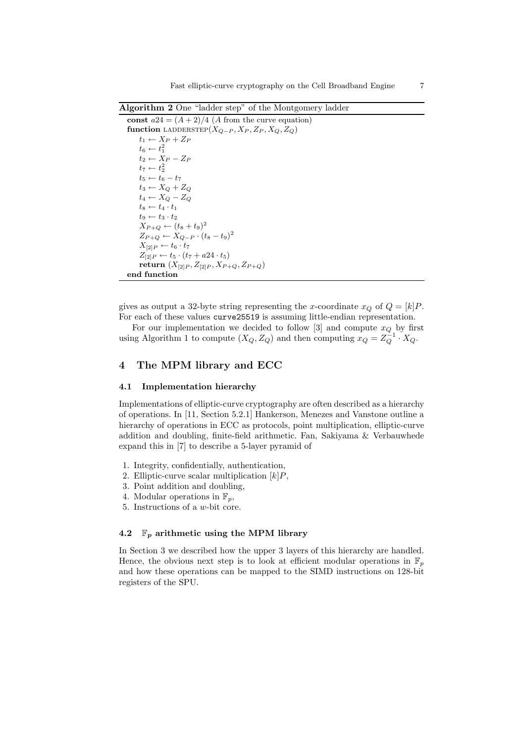**Algorithm 2** One "ladder step" of the Montgomery ladder

```
const a24 = (A + 2)/4 (A from the curve equation)
function LADDERSTEP(X_{Q−P}, X_P, Z_P, X_Q, Z_Q)
    t1 ← X_P + Z_P
    t6 ← t1^2
    t2 ← X_P − Z_P
    t7 ← t2^2
    t5 ← t6 − t7
    t3 ← X_Q + Z_Q
    t4 ← X_Q − Z_Q
    t8 ← t4 · t1
    t9 ← t3 · t2
    X_{P+Q} ← (t8 + t9)^2
    Z_{P+Q} ← X_{Q−P} · (t8 − t9)^2
    X_{[2]P} ← t6 · t7
    Z_{[2]P} ← t5 · (t7 + a24 · t5)
    return (X_{[2]P}, Z_{[2]P}, X_{P+Q}, Z_{P+Q})
end function
```

gives as output a 32-byte string representing the $x$-coordinate $x_Q$ of $Q = [k]P$. For each of these values `curve25519` is assuming little-endian representation.

For our implementation we decided to follow [3] and compute $x_Q$ by first using Algorithm 1 to compute $(X_Q, Z_Q)$ and then computing $x_Q = Z_Q^{-1} \cdot X_Q$.

## 4 The MPM library and ECC

### 4.1 Implementation hierarchy

Implementations of elliptic-curve cryptography are often described as a hierarchy of operations. In [11, Section 5.2.1] Hankerson, Menezes and Vanstone outline a hierarchy of operations in ECC as protocols, point multiplication, elliptic-curve addition and doubling, finite-field arithmetic. Fan, Sakiyama & Verbauwhede expand this in [7] to describe a 5-layer pyramid of

1. Integrity, confidentially, authentication,
2. Elliptic-curve scalar multiplication $[k]P$,
3. Point addition and doubling,
4. Modular operations in $\mathbb{F}_p$,
5. Instructions of a $w$-bit core.

### 4.2 $\mathbb{F}_p$ arithmetic using the MPM library

In Section 3 we described how the upper 3 layers of this hierarchy are handled. Hence, the obvious next step is to look at efficient modular operations in $\mathbb{F}_p$ and how these operations can be mapped to the SIMD instructions on 128-bit registers of the SPU.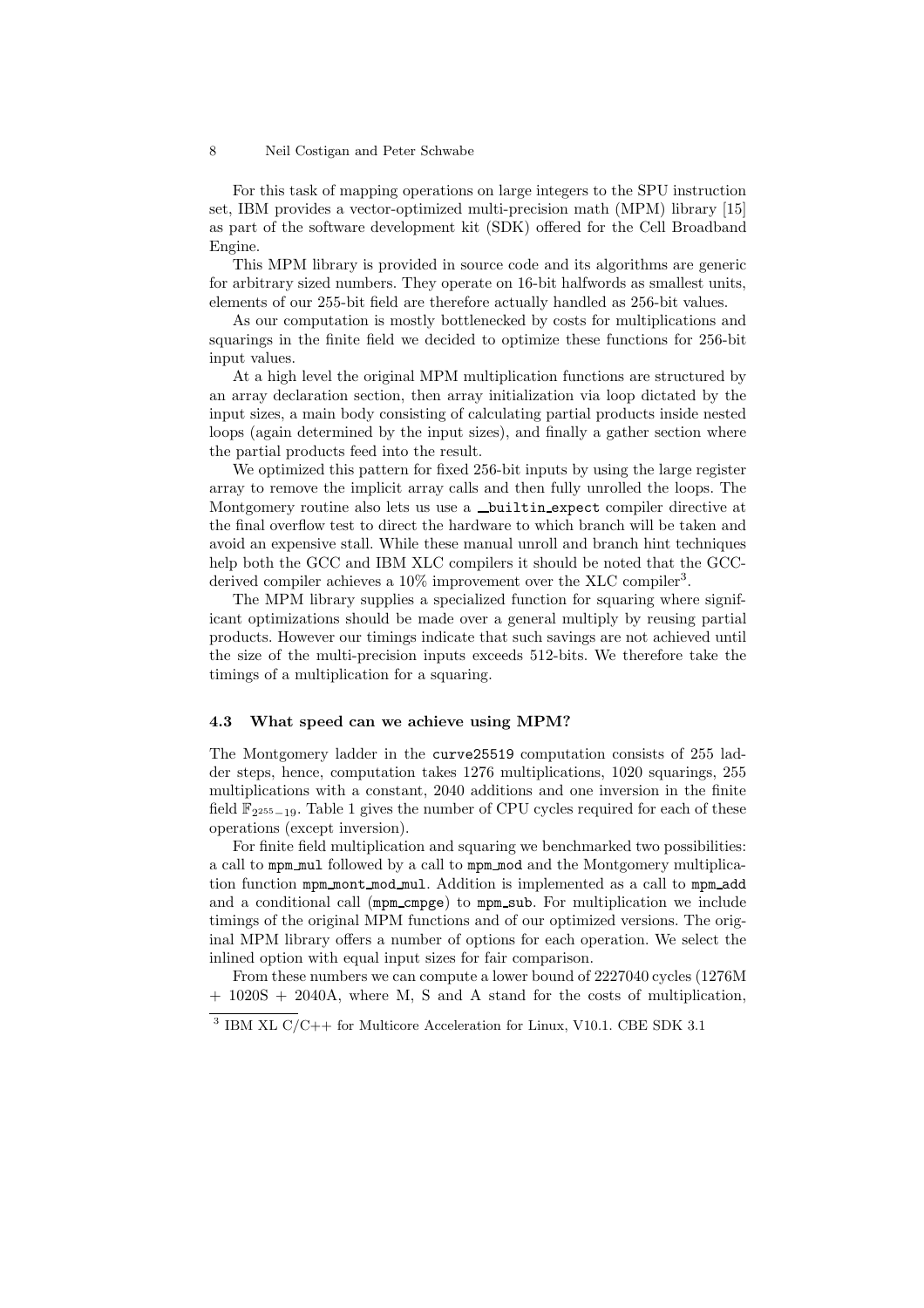For this task of mapping operations on large integers to the SPU instruction set, IBM provides a vector-optimized multi-precision math (MPM) library [15] as part of the software development kit (SDK) offered for the Cell Broadband Engine.

This MPM library is provided in source code and its algorithms are generic for arbitrary sized numbers. They operate on 16-bit halfwords as smallest units, elements of our 255-bit field are therefore actually handled as 256-bit values.

As our computation is mostly bottlenecked by costs for multiplications and squarings in the finite field we decided to optimize these functions for 256-bit input values.

At a high level the original MPM multiplication functions are structured by an array declaration section, then array initialization via loop dictated by the input sizes, a main body consisting of calculating partial products inside nested loops (again determined by the input sizes), and finally a gather section where the partial products feed into the result.

We optimized this pattern for fixed 256-bit inputs by using the large register array to remove the implicit array calls and then fully unrolled the loops. The Montgomery routine also lets us use a `__builtin_expect` compiler directive at the final overflow test to direct the hardware to which branch will be taken and avoid an expensive stall. While these manual unroll and branch hint techniques help both the GCC and IBM XLC compilers it should be noted that the GCC-derived compiler achieves a 10% improvement over the XLC compiler[3].

The MPM library supplies a specialized function for squaring where significant optimizations should be made over a general multiply by reusing partial products. However our timings indicate that such savings are not achieved until the size of the multi-precision inputs exceeds 512-bits. We therefore take the timings of a multiplication for a squaring.

### 4.3 What speed can we achieve using MPM?

The Montgomery ladder in the `curve25519` computation consists of 255 ladder steps, hence, computation takes 1276 multiplications, 1020 squarings, 255 multiplications with a constant, 2040 additions and one inversion in the finite field $\mathbb{F}_{2^{255}-19}$. Table 1 gives the number of CPU cycles required for each of these operations (except inversion).

For finite field multiplication and squaring we benchmarked two possibilities: a call to `mpm_mul` followed by a call to `mpm_mod` and the Montgomery multiplication function `mpm_mont_mod_mul`. Addition is implemented as a call to `mpm_add` and a conditional call (`mpm_cmpge`) to `mpm_sub`. For multiplication we include timings of the original MPM functions and of our optimized versions. The original MPM library offers a number of options for each operation. We select the inlined option with equal input sizes for fair comparison.

From these numbers we can compute a lower bound of 2227040 cycles (1276M + 1020S + 2040A, where M, S and A stand for the costs of multiplication,

[3] IBM XL C/C++ for Multicore Acceleration for Linux, V10.1. CBE SDK 3.1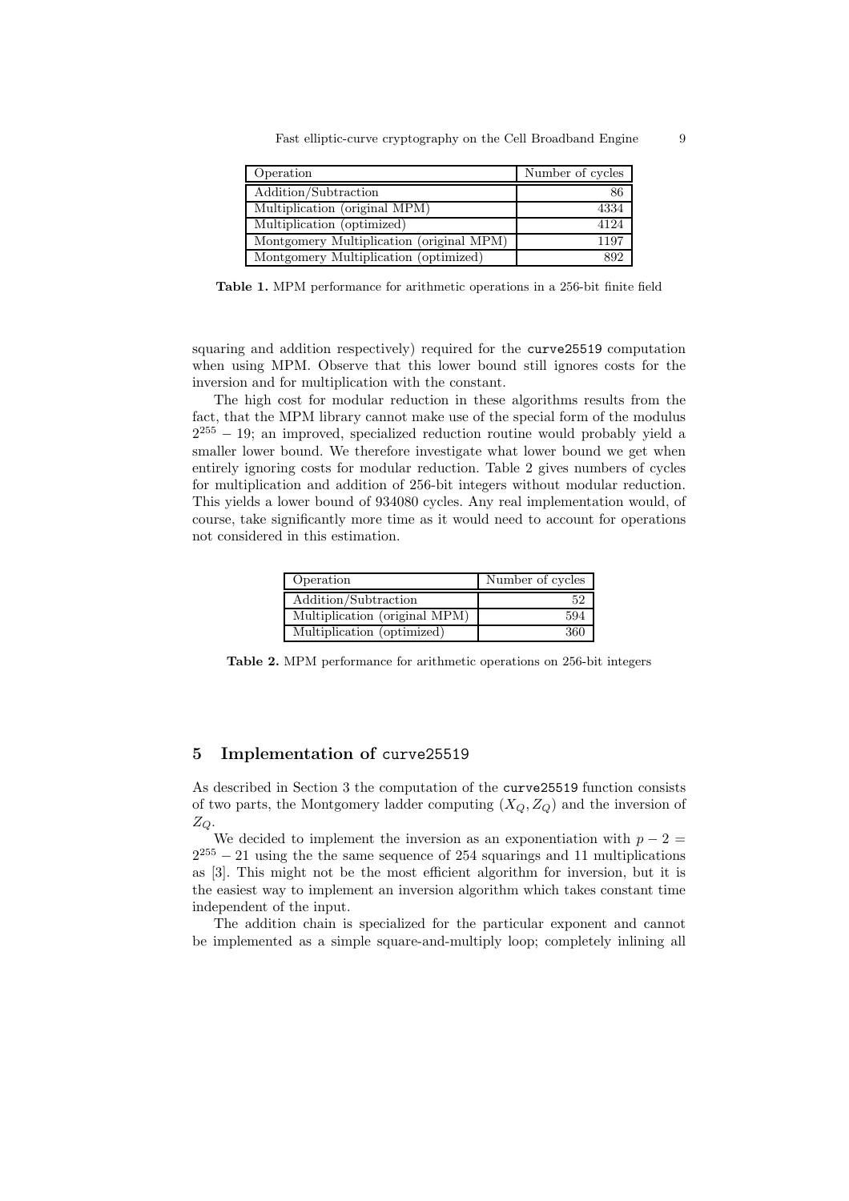| Operation | Number of cycles |
|---|---|
| Addition/Subtraction | 86 |
| Multiplication (original MPM) | 4334 |
| Multiplication (optimized) | 4124 |
| Montgomery Multiplication (original MPM) | 1197 |
| Montgomery Multiplication (optimized) | 892 |

**Table 1.** MPM performance for arithmetic operations in a 256-bit finite field

squaring and addition respectively) required for the `curve25519` computation when using MPM. Observe that this lower bound still ignores costs for the inversion and for multiplication with the constant.

The high cost for modular reduction in these algorithms results from the fact, that the MPM library cannot make use of the special form of the modulus $2^{255} - 19$; an improved, specialized reduction routine would probably yield a smaller lower bound. We therefore investigate what lower bound we get when entirely ignoring costs for modular reduction. Table 2 gives numbers of cycles for multiplication and addition of 256-bit integers without modular reduction. This yields a lower bound of 934080 cycles. Any real implementation would, of course, take significantly more time as it would need to account for operations not considered in this estimation.

| Operation | Number of cycles |
|---|---|
| Addition/Subtraction | 52 |
| Multiplication (original MPM) | 594 |
| Multiplication (optimized) | 360 |

**Table 2.** MPM performance for arithmetic operations on 256-bit integers

## 5 Implementation of `curve25519`

As described in Section 3 the computation of the `curve25519` function consists of two parts, the Montgomery ladder computing $(X_Q, Z_Q)$ and the inversion of $Z_Q$.

We decided to implement the inversion as an exponentiation with $p - 2 = 2^{255} - 21$ using the the same sequence of 254 squarings and 11 multiplications as [3]. This might not be the most efficient algorithm for inversion, but it is the easiest way to implement an inversion algorithm which takes constant time independent of the input.

The addition chain is specialized for the particular exponent and cannot be implemented as a simple square-and-multiply loop; completely inlining all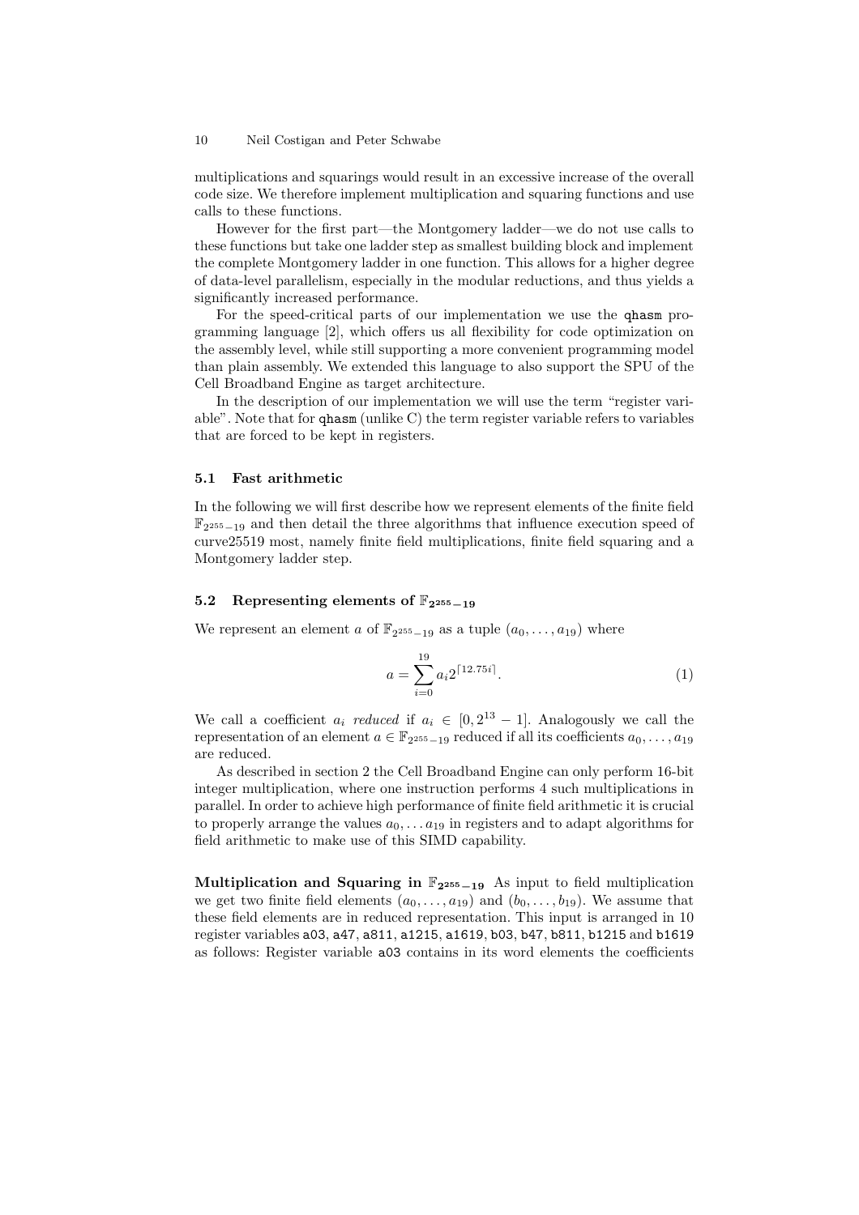multiplications and squarings would result in an excessive increase of the overall code size. We therefore implement multiplication and squaring functions and use calls to these functions.

However for the first part—the Montgomery ladder—we do not use calls to these functions but take one ladder step as smallest building block and implement the complete Montgomery ladder in one function. This allows for a higher degree of data-level parallelism, especially in the modular reductions, and thus yields a significantly increased performance.

For the speed-critical parts of our implementation we use the `qhasm` programming language [2], which offers us all flexibility for code optimization on the assembly level, while still supporting a more convenient programming model than plain assembly. We extended this language to also support the SPU of the Cell Broadband Engine as target architecture.

In the description of our implementation we will use the term "register variable". Note that for `qhasm` (unlike C) the term register variable refers to variables that are forced to be kept in registers.

### 5.1 Fast arithmetic

In the following we will first describe how we represent elements of the finite field $\mathbb{F}_{2^{255}-19}$ and then detail the three algorithms that influence execution speed of curve25519 most, namely finite field multiplications, finite field squaring and a Montgomery ladder step.

### 5.2 Representing elements of $\mathbb{F}_{2^{255}-19}$

We represent an element $a$ of $\mathbb{F}_{2^{255}-19}$ as a tuple $(a_0, \dots, a_{19})$ where

$$a = \sum_{i=0}^{19} a_i 2^{\lceil 12.75i \rceil}. \tag{1}$$

We call a coefficient $a_i$ *reduced* if $a_i \in [0, 2^{13} - 1]$. Analogously we call the representation of an element $a \in \mathbb{F}_{2^{255}-19}$ reduced if all its coefficients $a_0, \dots, a_{19}$ are reduced.

As described in section 2 the Cell Broadband Engine can only perform 16-bit integer multiplication, where one instruction performs 4 such multiplications in parallel. In order to achieve high performance of finite field arithmetic it is crucial to properly arrange the values $a_0, \dots a_{19}$ in registers and to adapt algorithms for field arithmetic to make use of this SIMD capability.

**Multiplication and Squaring in $\mathbb{F}_{2^{255}-19}$** As input to field multiplication we get two finite field elements $(a_0, \dots, a_{19})$ and $(b_0, \dots, b_{19})$. We assume that these field elements are in reduced representation. This input is arranged in 10 register variables `a03`, `a47`, `a811`, `a1215`, `a1619`, `b03`, `b47`, `b811`, `b1215` and `b1619` as follows: Register variable `a03` contains in its word elements the coefficients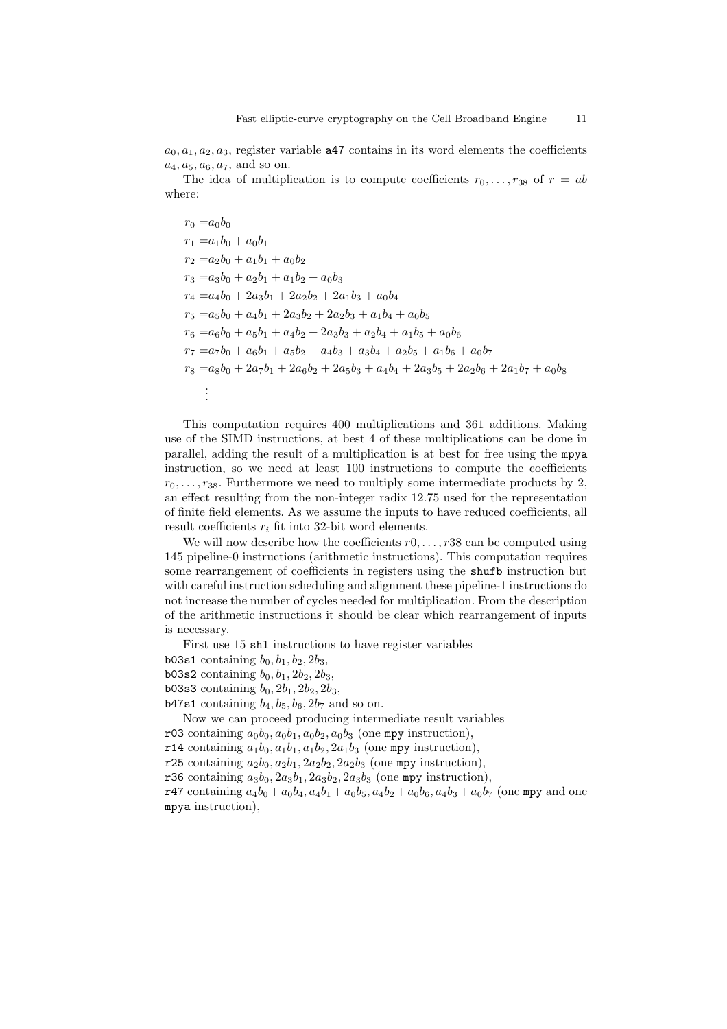$a_0, a_1, a_2, a_3$, register variable `a47` contains in its word elements the coefficients $a_4, a_5, a_6, a_7$, and so on.

The idea of multiplication is to compute coefficients $r_0, \ldots, r_{38}$ of $r = ab$ where:

$$
\begin{aligned}
r_0 =& a_0 b_0 \\
r_1 =& a_1 b_0 + a_0 b_1 \\
r_2 =& a_2 b_0 + a_1 b_1 + a_0 b_2 \\
r_3 =& a_3 b_0 + a_2 b_1 + a_1 b_2 + a_0 b_3 \\
r_4 =& a_4 b_0 + 2a_3 b_1 + 2a_2 b_2 + 2a_1 b_3 + a_0 b_4 \\
r_5 =& a_5 b_0 + a_4 b_1 + 2a_3 b_2 + 2a_2 b_3 + a_1 b_4 + a_0 b_5 \\
r_6 =& a_6 b_0 + a_5 b_1 + a_4 b_2 + 2a_3 b_3 + a_2 b_4 + a_1 b_5 + a_0 b_6 \\
r_7 =& a_7 b_0 + a_6 b_1 + a_5 b_2 + a_4 b_3 + a_3 b_4 + a_2 b_5 + a_1 b_6 + a_0 b_7 \\
r_8 =& a_8 b_0 + 2a_7 b_1 + 2a_6 b_2 + 2a_5 b_3 + a_4 b_4 + 2a_3 b_5 + 2a_2 b_6 + 2a_1 b_7 + a_0 b_8 \\
&\vdots
\end{aligned}
$$

This computation requires 400 multiplications and 361 additions. Making use of the SIMD instructions, at best 4 of these multiplications can be done in parallel, adding the result of a multiplication is at best for free using the `mpya` instruction, so we need at least 100 instructions to compute the coefficients $r_0, \ldots, r_{38}$. Furthermore we need to multiply some intermediate products by 2, an effect resulting from the non-integer radix 12.75 used for the representation of finite field elements. As we assume the inputs to have reduced coefficients, all result coefficients $r_i$ fit into 32-bit word elements.

We will now describe how the coefficients $r0, \ldots, r38$ can be computed using 145 pipeline-0 instructions (arithmetic instructions). This computation requires some rearrangement of coefficients in registers using the `shufb` instruction but with careful instruction scheduling and alignment these pipeline-1 instructions do not increase the number of cycles needed for multiplication. From the description of the arithmetic instructions it should be clear which rearrangement of inputs is necessary.

First use 15 `shl` instructions to have register variables
`b03s1` containing $b_0, b_1, b_2, 2b_3$,
`b03s2` containing $b_0, b_1, 2b_2, 2b_3$,
`b03s3` containing $b_0, 2b_1, 2b_2, 2b_3$,
`b47s1` containing $b_4, b_5, b_6, 2b_7$ and so on.

Now we can proceed producing intermediate result variables
`r03` containing $a_0b_0, a_0b_1, a_0b_2, a_0b_3$ (one `mpy` instruction),
`r14` containing $a_1b_0, a_1b_1, a_1b_2, 2a_1b_3$ (one `mpy` instruction),
`r25` containing $a_2b_0, a_2b_1, 2a_2b_2, 2a_2b_3$ (one `mpy` instruction),
`r36` containing $a_3b_0, 2a_3b_1, 2a_3b_2, 2a_3b_3$ (one `mpy` instruction),
`r47` containing $a_4b_0 + a_0b_4, a_4b_1 + a_0b_5, a_4b_2 + a_0b_6, a_4b_3 + a_0b_7$ (one `mpy` and one `mpya` instruction),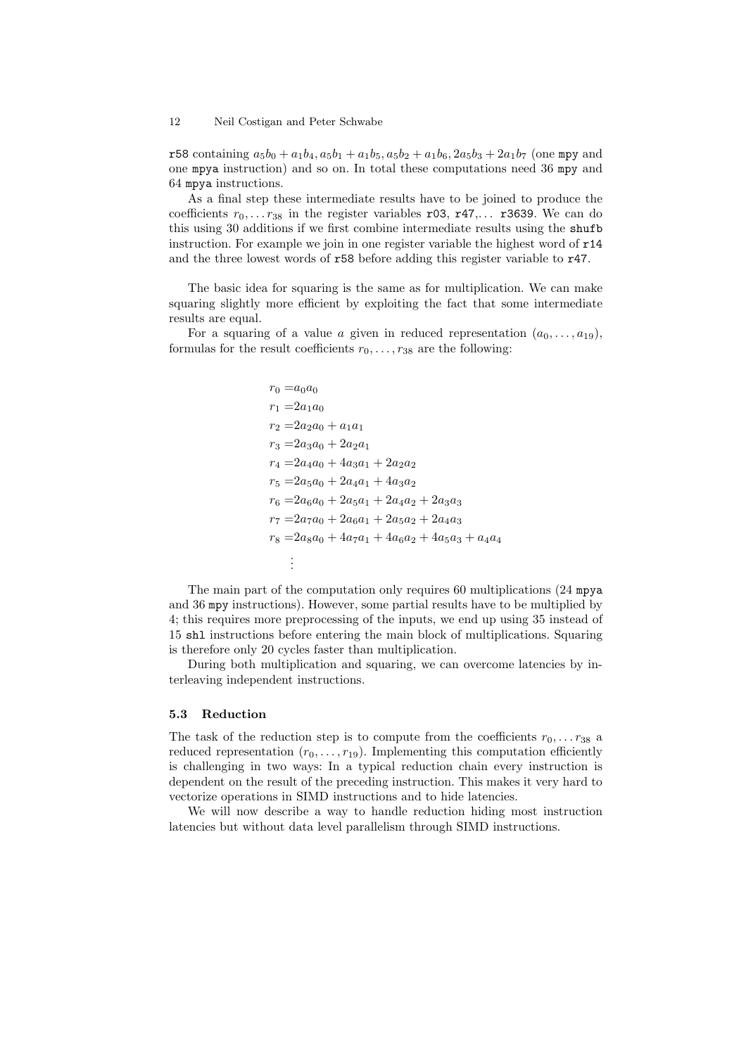`r58` containing $a_5b_0 + a_1b_4, a_5b_1 + a_1b_5, a_5b_2 + a_1b_6, 2a_5b_3 + 2a_1b_7$ (one `mpy` and one `mpya` instruction) and so on. In total these computations need 36 `mpy` and 64 `mpya` instructions.

As a final step these intermediate results have to be joined to produce the coefficients $r_0, \ldots r_{38}$ in the register variables `r03`, `r47`,... `r3639`. We can do this using 30 additions if we first combine intermediate results using the `shufb` instruction. For example we join in one register variable the highest word of `r14` and the three lowest words of `r58` before adding this register variable to `r47`.

The basic idea for squaring is the same as for multiplication. We can make squaring slightly more efficient by exploiting the fact that some intermediate results are equal.

For a squaring of a value $a$ given in reduced representation $(a_0, \ldots, a_{19})$, formulas for the result coefficients $r_0, \ldots, r_{38}$ are the following:

$$
\begin{aligned}
r_0 &= a_0a_0 \\
r_1 &= 2a_1a_0 \\
r_2 &= 2a_2a_0 + a_1a_1 \\
r_3 &= 2a_3a_0 + 2a_2a_1 \\
r_4 &= 2a_4a_0 + 4a_3a_1 + 2a_2a_2 \\
r_5 &= 2a_5a_0 + 2a_4a_1 + 4a_3a_2 \\
r_6 &= 2a_6a_0 + 2a_5a_1 + 2a_4a_2 + 2a_3a_3 \\
r_7 &= 2a_7a_0 + 2a_6a_1 + 2a_5a_2 + 2a_4a_3 \\
r_8 &= 2a_8a_0 + 4a_7a_1 + 4a_6a_2 + 4a_5a_3 + a_4a_4 \\
&\vdots
\end{aligned}
$$

The main part of the computation only requires 60 multiplications (24 `mpya` and 36 `mpy` instructions). However, some partial results have to be multiplied by 4; this requires more preprocessing of the inputs, we end up using 35 instead of 15 `shl` instructions before entering the main block of multiplications. Squaring is therefore only 20 cycles faster than multiplication.

During both multiplication and squaring, we can overcome latencies by interleaving independent instructions.

### 5.3 Reduction

The task of the reduction step is to compute from the coefficients $r_0, \ldots r_{38}$ a reduced representation $(r_0, \ldots, r_{19})$. Implementing this computation efficiently is challenging in two ways: In a typical reduction chain every instruction is dependent on the result of the preceding instruction. This makes it very hard to vectorize operations in SIMD instructions and to hide latencies.

We will now describe a way to handle reduction hiding most instruction latencies but without data level parallelism through SIMD instructions.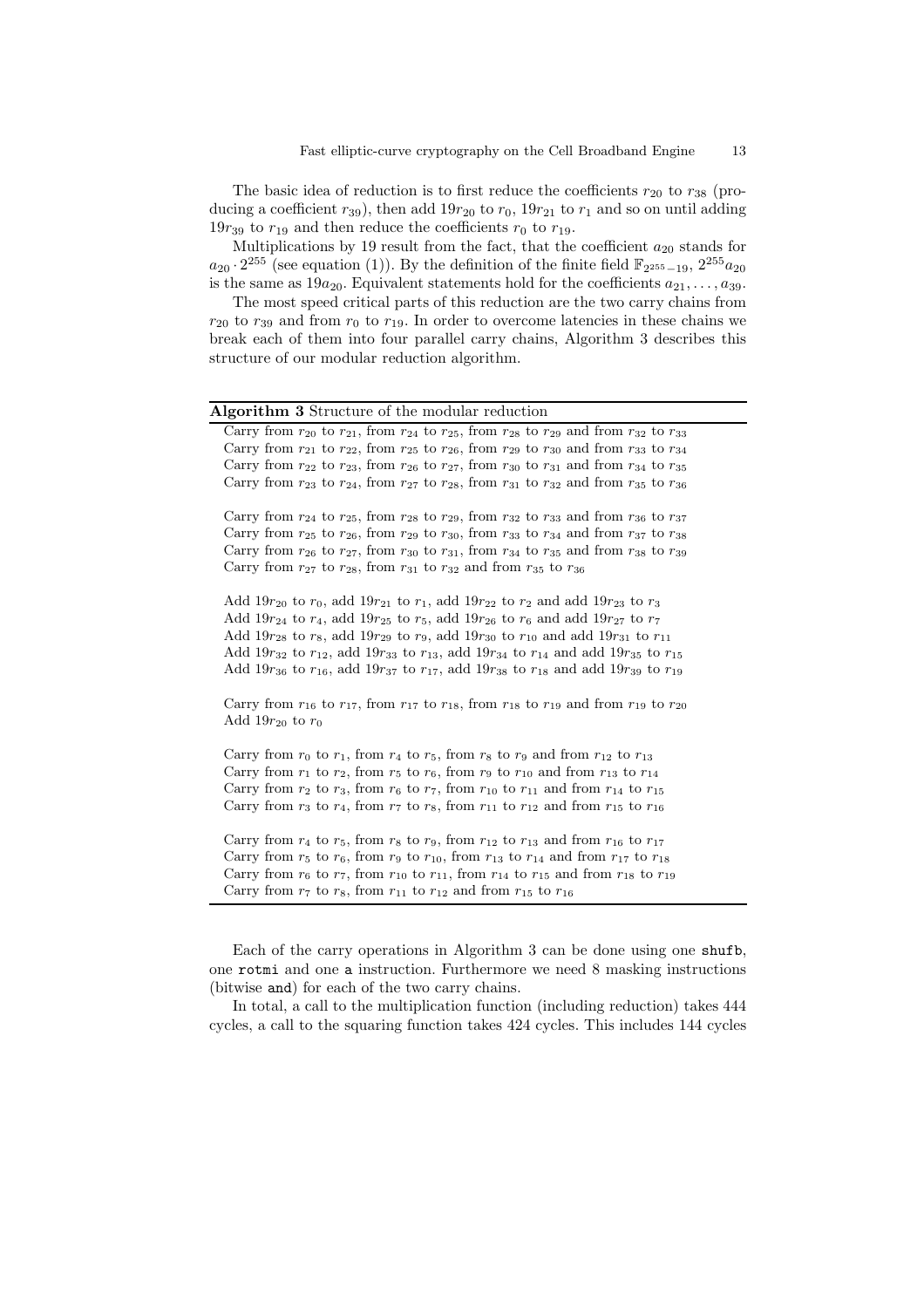The basic idea of reduction is to first reduce the coefficients $r_{20}$ to $r_{38}$ (producing a coefficient $r_{39}$), then add $19r_{20}$ to $r_0$, $19r_{21}$ to $r_1$ and so on until adding $19r_{39}$ to $r_{19}$ and then reduce the coefficients $r_0$ to $r_{19}$.

Multiplications by 19 result from the fact, that the coefficient $a_{20}$ stands for $a_{20} \cdot 2^{255}$ (see equation (1)). By the definition of the finite field $\mathbb{F}_{2^{255}-19}$, $2^{255}a_{20}$ is the same as $19a_{20}$. Equivalent statements hold for the coefficients $a_{21}, \ldots, a_{39}$.

The most speed critical parts of this reduction are the two carry chains from $r_{20}$ to $r_{39}$ and from $r_0$ to $r_{19}$. In order to overcome latencies in these chains we break each of them into four parallel carry chains, Algorithm 3 describes this structure of our modular reduction algorithm.

**Algorithm 3** Structure of the modular reduction

Carry from $r_{20}$ to $r_{21}$, from $r_{24}$ to $r_{25}$, from $r_{28}$ to $r_{29}$ and from $r_{32}$ to $r_{33}$
Carry from $r_{21}$ to $r_{22}$, from $r_{25}$ to $r_{26}$, from $r_{29}$ to $r_{30}$ and from $r_{33}$ to $r_{34}$
Carry from $r_{22}$ to $r_{23}$, from $r_{26}$ to $r_{27}$, from $r_{30}$ to $r_{31}$ and from $r_{34}$ to $r_{35}$
Carry from $r_{23}$ to $r_{24}$, from $r_{27}$ to $r_{28}$, from $r_{31}$ to $r_{32}$ and from $r_{35}$ to $r_{36}$

Carry from $r_{24}$ to $r_{25}$, from $r_{28}$ to $r_{29}$, from $r_{32}$ to $r_{33}$ and from $r_{36}$ to $r_{37}$
Carry from $r_{25}$ to $r_{26}$, from $r_{29}$ to $r_{30}$, from $r_{33}$ to $r_{34}$ and from $r_{37}$ to $r_{38}$
Carry from $r_{26}$ to $r_{27}$, from $r_{30}$ to $r_{31}$, from $r_{34}$ to $r_{35}$ and from $r_{38}$ to $r_{39}$
Carry from $r_{27}$ to $r_{28}$, from $r_{31}$ to $r_{32}$ and from $r_{35}$ to $r_{36}$

Add $19r_{20}$ to $r_0$, add $19r_{21}$ to $r_1$, add $19r_{22}$ to $r_2$ and add $19r_{23}$ to $r_3$
Add $19r_{24}$ to $r_4$, add $19r_{25}$ to $r_5$, add $19r_{26}$ to $r_6$ and add $19r_{27}$ to $r_7$
Add $19r_{28}$ to $r_8$, add $19r_{29}$ to $r_9$, add $19r_{30}$ to $r_{10}$ and add $19r_{31}$ to $r_{11}$
Add $19r_{32}$ to $r_{12}$, add $19r_{33}$ to $r_{13}$, add $19r_{34}$ to $r_{14}$ and add $19r_{35}$ to $r_{15}$
Add $19r_{36}$ to $r_{16}$, add $19r_{37}$ to $r_{17}$, add $19r_{38}$ to $r_{18}$ and add $19r_{39}$ to $r_{19}$

Carry from $r_{16}$ to $r_{17}$, from $r_{17}$ to $r_{18}$, from $r_{18}$ to $r_{19}$ and from $r_{19}$ to $r_{20}$
Add $19r_{20}$ to $r_0$

Carry from $r_0$ to $r_1$, from $r_4$ to $r_5$, from $r_8$ to $r_9$ and from $r_{12}$ to $r_{13}$
Carry from $r_1$ to $r_2$, from $r_5$ to $r_6$, from $r_9$ to $r_{10}$ and from $r_{13}$ to $r_{14}$
Carry from $r_2$ to $r_3$, from $r_6$ to $r_7$, from $r_{10}$ to $r_{11}$ and from $r_{14}$ to $r_{15}$
Carry from $r_3$ to $r_4$, from $r_7$ to $r_8$, from $r_{11}$ to $r_{12}$ and from $r_{15}$ to $r_{16}$

Carry from $r_4$ to $r_5$, from $r_8$ to $r_9$, from $r_{12}$ to $r_{13}$ and from $r_{16}$ to $r_{17}$
Carry from $r_5$ to $r_6$, from $r_9$ to $r_{10}$, from $r_{13}$ to $r_{14}$ and from $r_{17}$ to $r_{18}$
Carry from $r_6$ to $r_7$, from $r_{10}$ to $r_{11}$, from $r_{14}$ to $r_{15}$ and from $r_{18}$ to $r_{19}$
Carry from $r_7$ to $r_8$, from $r_{11}$ to $r_{12}$ and from $r_{15}$ to $r_{16}$

Each of the carry operations in Algorithm 3 can be done using one `shufb`, one `rotmi` and one `a` instruction. Furthermore we need 8 masking instructions (bitwise `and`) for each of the two carry chains.

In total, a call to the multiplication function (including reduction) takes 444 cycles, a call to the squaring function takes 424 cycles. This includes 144 cycles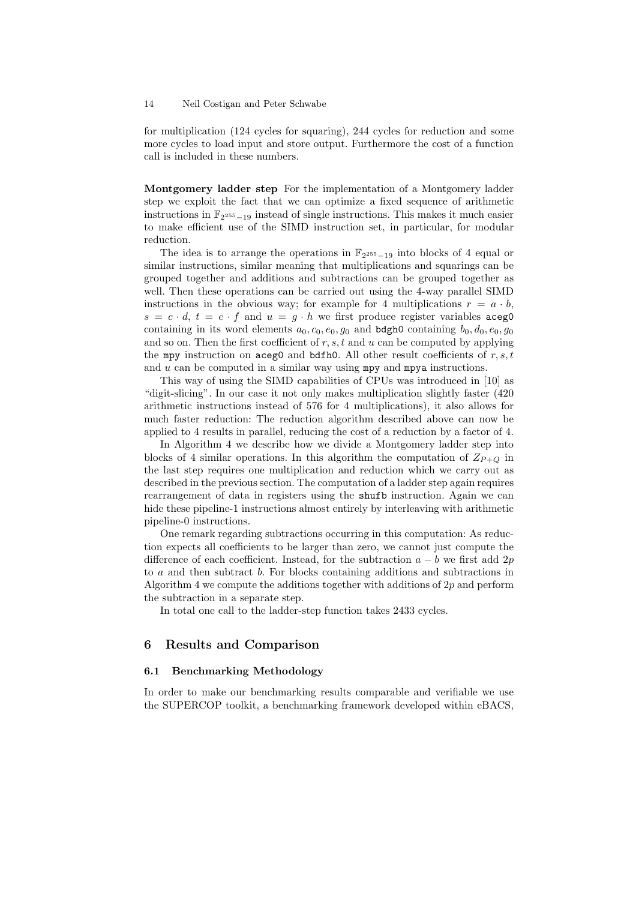for multiplication (124 cycles for squaring), 244 cycles for reduction and some more cycles to load input and store output. Furthermore the cost of a function call is included in these numbers.

**Montgomery ladder step** For the implementation of a Montgomery ladder step we exploit the fact that we can optimize a fixed sequence of arithmetic instructions in $\mathbb{F}_{2^{255}-19}$ instead of single instructions. This makes it much easier to make efficient use of the SIMD instruction set, in particular, for modular reduction.

The idea is to arrange the operations in $\mathbb{F}_{2^{255}-19}$ into blocks of 4 equal or similar instructions, similar meaning that multiplications and squarings can be grouped together and additions and subtractions can be grouped together as well. Then these operations can be carried out using the 4-way parallel SIMD instructions in the obvious way; for example for 4 multiplications $r = a \cdot b$, $s = c \cdot d$, $t = e \cdot f$ and $u = g \cdot h$ we first produce register variables `aceg0` containing in its word elements $a_0, c_0, e_0, g_0$ and `bdgh0` containing $b_0, d_0, e_0, g_0$ and so on. Then the first coefficient of $r, s, t$ and $u$ can be computed by applying the `mpy` instruction on `aceg0` and `bdfh0`. All other result coefficients of $r, s, t$ and $u$ can be computed in a similar way using `mpy` and `mpya` instructions.

This way of using the SIMD capabilities of CPUs was introduced in [10] as "digit-slicing". In our case it not only makes multiplication slightly faster (420 arithmetic instructions instead of 576 for 4 multiplications), it also allows for much faster reduction: The reduction algorithm described above can now be applied to 4 results in parallel, reducing the cost of a reduction by a factor of 4.

In Algorithm 4 we describe how we divide a Montgomery ladder step into blocks of 4 similar operations. In this algorithm the computation of $Z_{P+Q}$ in the last step requires one multiplication and reduction which we carry out as described in the previous section. The computation of a ladder step again requires rearrangement of data in registers using the `shufb` instruction. Again we can hide these pipeline-1 instructions almost entirely by interleaving with arithmetic pipeline-0 instructions.

One remark regarding subtractions occurring in this computation: As reduction expects all coefficients to be larger than zero, we cannot just compute the difference of each coefficient. Instead, for the subtraction $a - b$ we first add $2p$ to $a$ and then subtract $b$. For blocks containing additions and subtractions in Algorithm 4 we compute the additions together with additions of $2p$ and perform the subtraction in a separate step.

In total one call to the ladder-step function takes 2433 cycles.

## 6 Results and Comparison

### 6.1 Benchmarking Methodology

In order to make our benchmarking results comparable and verifiable we use the SUPERCOP toolkit, a benchmarking framework developed within eBACS,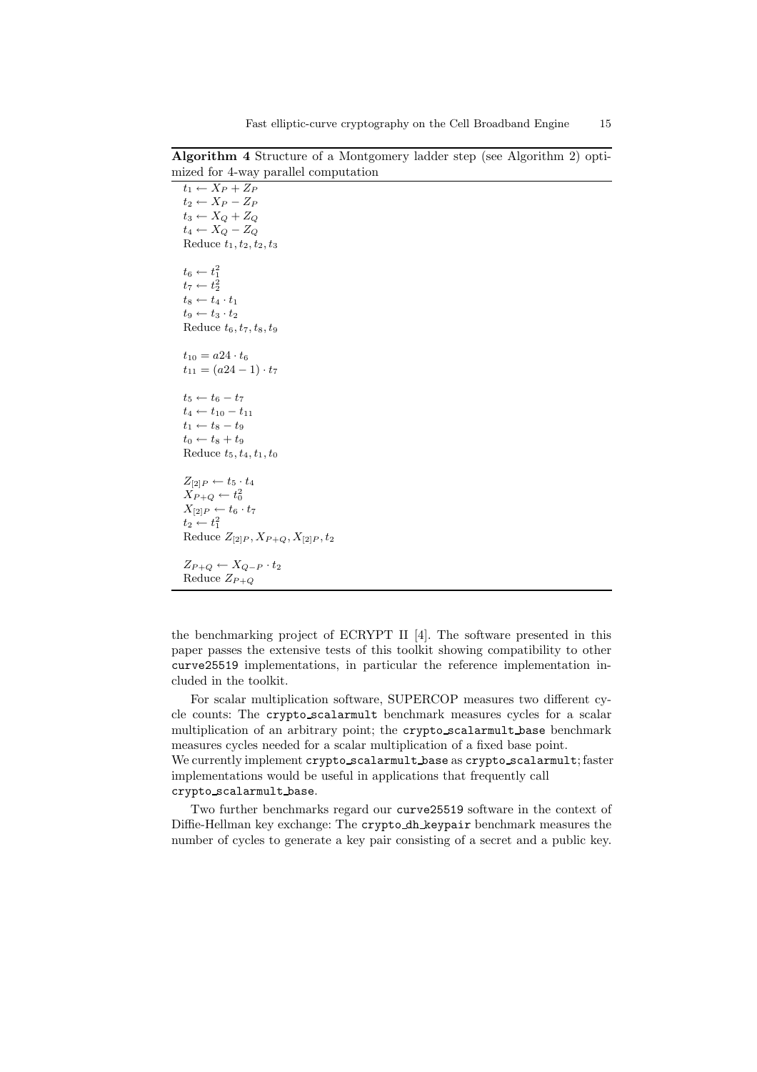**Algorithm 4** Structure of a Montgomery ladder step (see Algorithm 2) optimized for 4-way parallel computation

$t_1 \leftarrow X_P + Z_P$
$t_2 \leftarrow X_P - Z_P$
$t_3 \leftarrow X_Q + Z_Q$
$t_4 \leftarrow X_Q - Z_Q$
Reduce $t_1, t_2, t_2, t_3$

$t_6 \leftarrow t_1^2$
$t_7 \leftarrow t_2^2$
$t_8 \leftarrow t_4 \cdot t_1$
$t_9 \leftarrow t_3 \cdot t_2$
Reduce $t_6, t_7, t_8, t_9$

$t_{10} = a24 \cdot t_6$
$t_{11} = (a24 - 1) \cdot t_7$

$t_5 \leftarrow t_6 - t_7$
$t_4 \leftarrow t_{10} - t_{11}$
$t_1 \leftarrow t_8 - t_9$
$t_0 \leftarrow t_8 + t_9$
Reduce $t_5, t_4, t_1, t_0$

$Z_{[2]P} \leftarrow t_5 \cdot t_4$
$X_{P+Q} \leftarrow t_0^2$
$X_{[2]P} \leftarrow t_6 \cdot t_7$
$t_2 \leftarrow t_1^2$
Reduce $Z_{[2]P}, X_{P+Q}, X_{[2]P}, t_2$

$Z_{P+Q} \leftarrow X_{Q-P} \cdot t_2$
Reduce $Z_{P+Q}$

the benchmarking project of ECRYPT II [4]. The software presented in this paper passes the extensive tests of this toolkit showing compatibility to other `curve25519` implementations, in particular the reference implementation included in the toolkit.

For scalar multiplication software, SUPERCOP measures two different cycle counts: The `crypto_scalarmult` benchmark measures cycles for a scalar multiplication of an arbitrary point; the `crypto_scalarmult_base` benchmark measures cycles needed for a scalar multiplication of a fixed base point.
We currently implement `crypto_scalarmult_base` as `crypto_scalarmult`; faster implementations would be useful in applications that frequently call `crypto_scalarmult_base`.

Two further benchmarks regard our `curve25519` software in the context of Diffie-Hellman key exchange: The `crypto_dh_keypair` benchmark measures the number of cycles to generate a key pair consisting of a secret and a public key.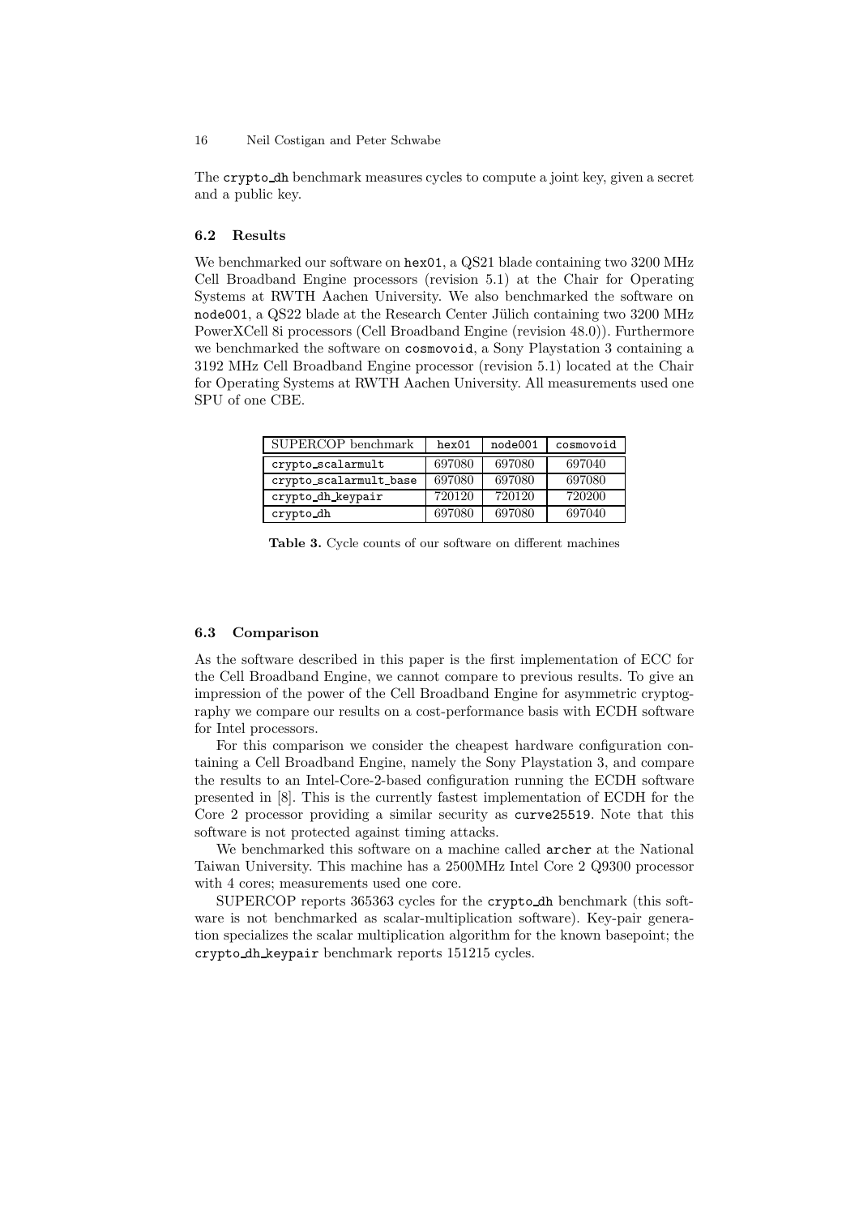The crypto_dh benchmark measures cycles to compute a joint key, given a secret and a public key.

### 6.2 Results

We benchmarked our software on hex01, a QS21 blade containing two 3200 MHz Cell Broadband Engine processors (revision 5.1) at the Chair for Operating Systems at RWTH Aachen University. We also benchmarked the software on node001, a QS22 blade at the Research Center Jülich containing two 3200 MHz PowerXCell 8i processors (Cell Broadband Engine (revision 48.0)). Furthermore we benchmarked the software on cosmovoid, a Sony Playstation 3 containing a 3192 MHz Cell Broadband Engine processor (revision 5.1) located at the Chair for Operating Systems at RWTH Aachen University. All measurements used one SPU of one CBE.

| SUPERCOP benchmark | hex01 | node001 | cosmovoid |
|---|---|---|---|
| crypto_scalarmult | 697080 | 697080 | 697040 |
| crypto_scalarmult_base | 697080 | 697080 | 697080 |
| crypto_dh_keypair | 720120 | 720120 | 720200 |
| crypto_dh | 697080 | 697080 | 697040 |

**Table 3.** Cycle counts of our software on different machines

### 6.3 Comparison

As the software described in this paper is the first implementation of ECC for the Cell Broadband Engine, we cannot compare to previous results. To give an impression of the power of the Cell Broadband Engine for asymmetric cryptography we compare our results on a cost-performance basis with ECDH software for Intel processors.

For this comparison we consider the cheapest hardware configuration containing a Cell Broadband Engine, namely the Sony Playstation 3, and compare the results to an Intel-Core-2-based configuration running the ECDH software presented in [8]. This is the currently fastest implementation of ECDH for the Core 2 processor providing a similar security as curve25519. Note that this software is not protected against timing attacks.

We benchmarked this software on a machine called archer at the National Taiwan University. This machine has a 2500MHz Intel Core 2 Q9300 processor with 4 cores; measurements used one core.

SUPERCOP reports 365363 cycles for the crypto_dh benchmark (this software is not benchmarked as scalar-multiplication software). Key-pair generation specializes the scalar multiplication algorithm for the known basepoint; the crypto_dh_keypair benchmark reports 151215 cycles.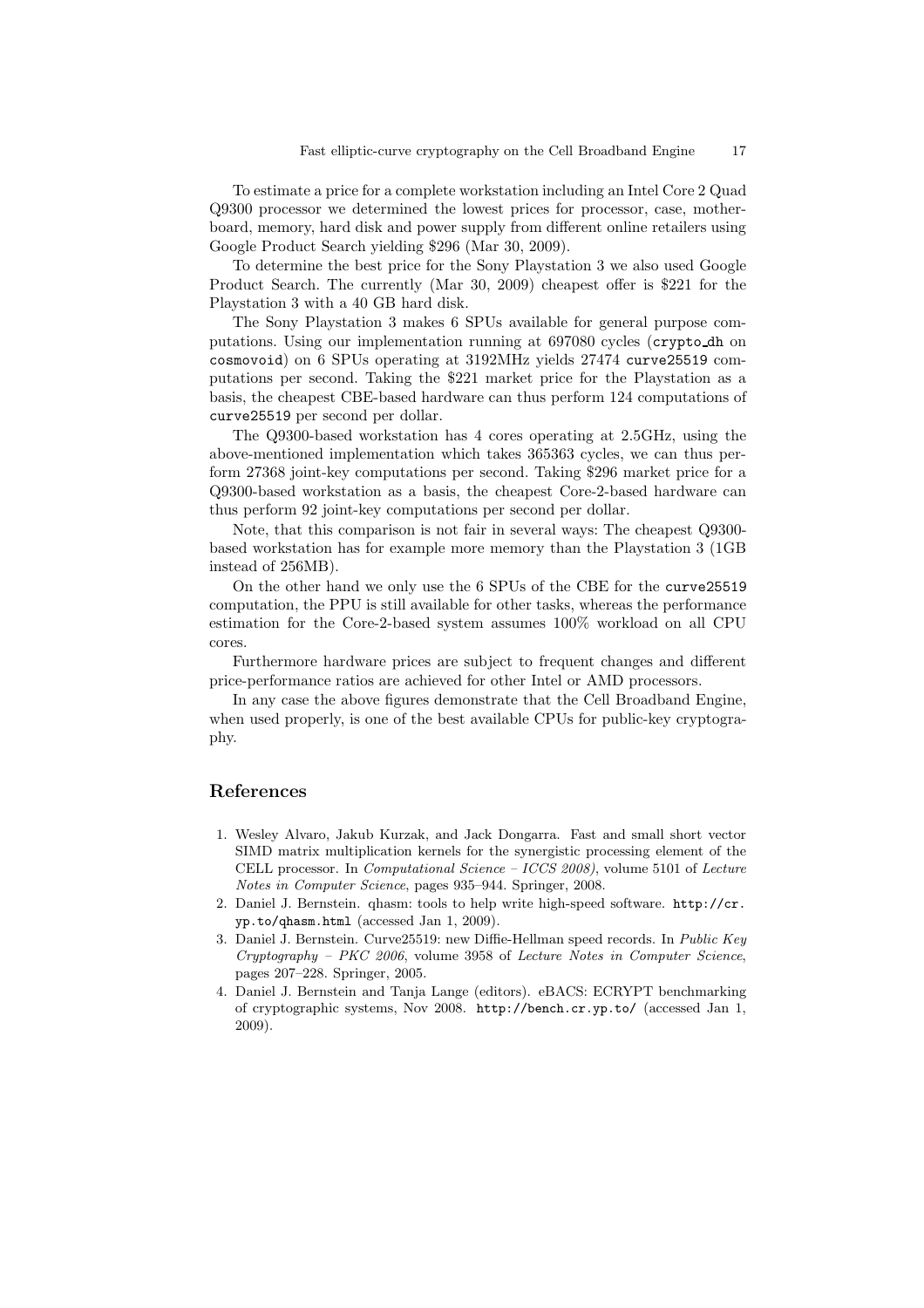To estimate a price for a complete workstation including an Intel Core 2 Quad Q9300 processor we determined the lowest prices for processor, case, motherboard, memory, hard disk and power supply from different online retailers using Google Product Search yielding $296 (Mar 30, 2009).

To determine the best price for the Sony Playstation 3 we also used Google Product Search. The currently (Mar 30, 2009) cheapest offer is $221 for the Playstation 3 with a 40 GB hard disk.

The Sony Playstation 3 makes 6 SPUs available for general purpose computations. Using our implementation running at 697080 cycles (`crypto_dh` on `cosmovoid`) on 6 SPUs operating at 3192MHz yields 27474 `curve25519` computations per second. Taking the $221 market price for the Playstation as a basis, the cheapest CBE-based hardware can thus perform 124 computations of `curve25519` per second per dollar.

The Q9300-based workstation has 4 cores operating at 2.5GHz, using the above-mentioned implementation which takes 365363 cycles, we can thus perform 27368 joint-key computations per second. Taking $296 market price for a Q9300-based workstation as a basis, the cheapest Core-2-based hardware can thus perform 92 joint-key computations per second per dollar.

Note, that this comparison is not fair in several ways: The cheapest Q9300-based workstation has for example more memory than the Playstation 3 (1GB instead of 256MB).

On the other hand we only use the 6 SPUs of the CBE for the `curve25519` computation, the PPU is still available for other tasks, whereas the performance estimation for the Core-2-based system assumes 100% workload on all CPU cores.

Furthermore hardware prices are subject to frequent changes and different price-performance ratios are achieved for other Intel or AMD processors.

In any case the above figures demonstrate that the Cell Broadband Engine, when used properly, is one of the best available CPUs for public-key cryptography.

## References

1. Wesley Alvaro, Jakub Kurzak, and Jack Dongarra. Fast and small short vector SIMD matrix multiplication kernels for the synergistic processing element of the CELL processor. In *Computational Science – ICCS 2008)*, volume 5101 of *Lecture Notes in Computer Science*, pages 935–944. Springer, 2008.
2. Daniel J. Bernstein. qhasm: tools to help write high-speed software. `http://cr.yp.to/qhasm.html` (accessed Jan 1, 2009).
3. Daniel J. Bernstein. Curve25519: new Diffie-Hellman speed records. In *Public Key Cryptography – PKC 2006*, volume 3958 of *Lecture Notes in Computer Science*, pages 207–228. Springer, 2005.
4. Daniel J. Bernstein and Tanja Lange (editors). eBACS: ECRYPT benchmarking of cryptographic systems, Nov 2008. `http://bench.cr.yp.to/` (accessed Jan 1, 2009).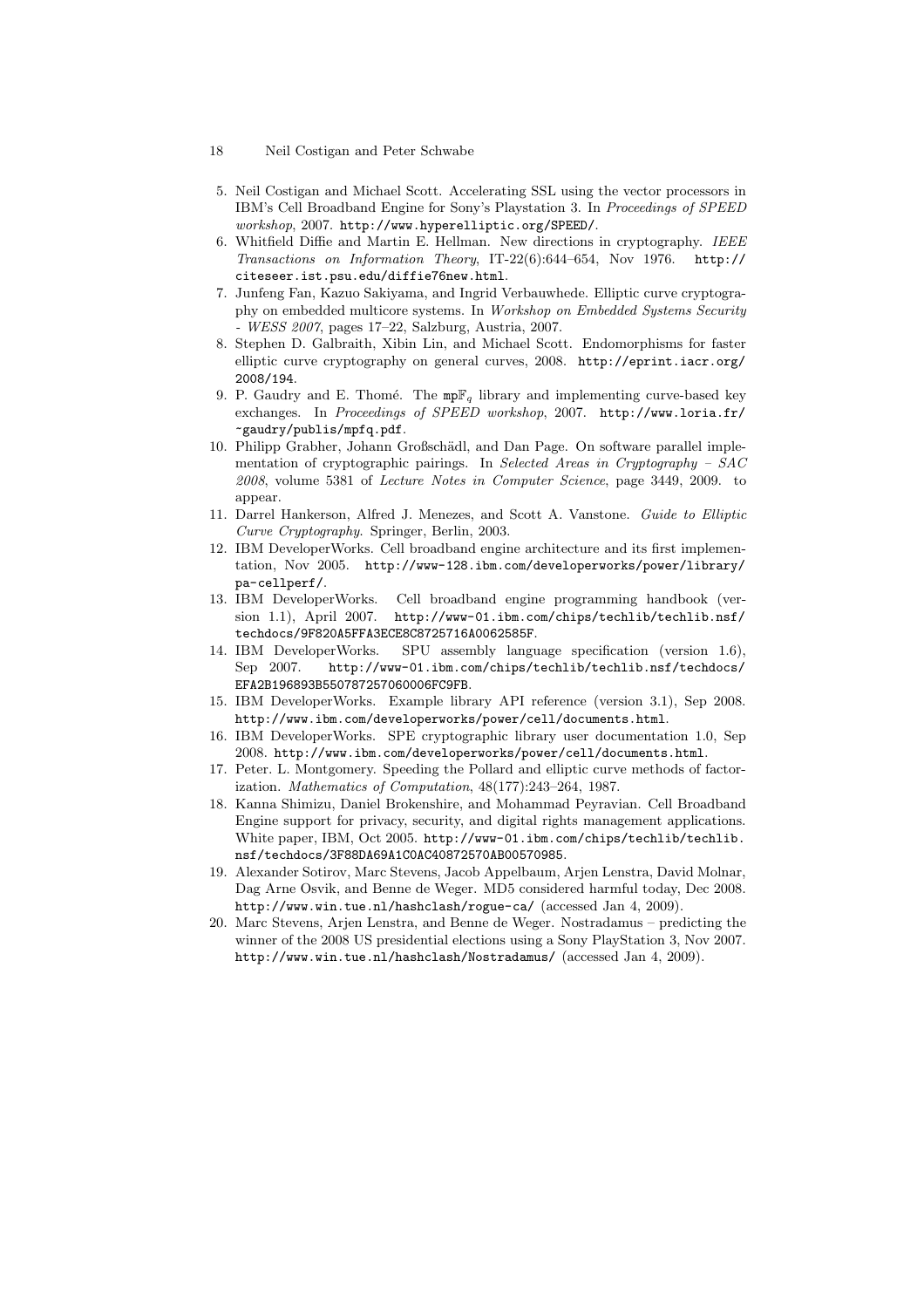5. Neil Costigan and Michael Scott. Accelerating SSL using the vector processors in IBM's Cell Broadband Engine for Sony's Playstation 3. In *Proceedings of SPEED workshop*, 2007. http://www.hyperelliptic.org/SPEED/.
6. Whitfield Diffie and Martin E. Hellman. New directions in cryptography. *IEEE Transactions on Information Theory*, IT-22(6):644–654, Nov 1976. http://citeseer.ist.psu.edu/diffie76new.html.
7. Junfeng Fan, Kazuo Sakiyama, and Ingrid Verbauwhede. Elliptic curve cryptography on embedded multicore systems. In *Workshop on Embedded Systems Security - WESS 2007*, pages 17–22, Salzburg, Austria, 2007.
8. Stephen D. Galbraith, Xibin Lin, and Michael Scott. Endomorphisms for faster elliptic curve cryptography on general curves, 2008. http://eprint.iacr.org/2008/194.
9. P. Gaudry and E. Thomé. The mp$\mathbb{F}_q$ library and implementing curve-based key exchanges. In *Proceedings of SPEED workshop*, 2007. http://www.loria.fr/~gaudry/publis/mpfq.pdf.
10. Philipp Grabher, Johann Großschädl, and Dan Page. On software parallel implementation of cryptographic pairings. In *Selected Areas in Cryptography – SAC 2008*, volume 5381 of *Lecture Notes in Computer Science*, page 3449, 2009. to appear.
11. Darrel Hankerson, Alfred J. Menezes, and Scott A. Vanstone. *Guide to Elliptic Curve Cryptography*. Springer, Berlin, 2003.
12. IBM DeveloperWorks. Cell broadband engine architecture and its first implementation, Nov 2005. http://www-128.ibm.com/developerworks/power/library/pa-cellperf/.
13. IBM DeveloperWorks. Cell broadband engine programming handbook (version 1.1), April 2007. http://www-01.ibm.com/chips/techlib/techlib.nsf/techdocs/9F820A5FFA3ECE8C8725716A0062585F.
14. IBM DeveloperWorks. SPU assembly language specification (version 1.6), Sep 2007. http://www-01.ibm.com/chips/techlib/techlib.nsf/techdocs/EFA2B196893B550787257060006FC9FB.
15. IBM DeveloperWorks. Example library API reference (version 3.1), Sep 2008. http://www.ibm.com/developerworks/power/cell/documents.html.
16. IBM DeveloperWorks. SPE cryptographic library user documentation 1.0, Sep 2008. http://www.ibm.com/developerworks/power/cell/documents.html.
17. Peter. L. Montgomery. Speeding the Pollard and elliptic curve methods of factorization. *Mathematics of Computation*, 48(177):243–264, 1987.
18. Kanna Shimizu, Daniel Brokenshire, and Mohammad Peyravian. Cell Broadband Engine support for privacy, security, and digital rights management applications. White paper, IBM, Oct 2005. http://www-01.ibm.com/chips/techlib/techlib.nsf/techdocs/3F88DA69A1C0AC40872570AB00570985.
19. Alexander Sotirov, Marc Stevens, Jacob Appelbaum, Arjen Lenstra, David Molnar, Dag Arne Osvik, and Benne de Weger. MD5 considered harmful today, Dec 2008. http://www.win.tue.nl/hashclash/rogue-ca/ (accessed Jan 4, 2009).
20. Marc Stevens, Arjen Lenstra, and Benne de Weger. Nostradamus – predicting the winner of the 2008 US presidential elections using a Sony PlayStation 3, Nov 2007. http://www.win.tue.nl/hashclash/Nostradamus/ (accessed Jan 4, 2009).